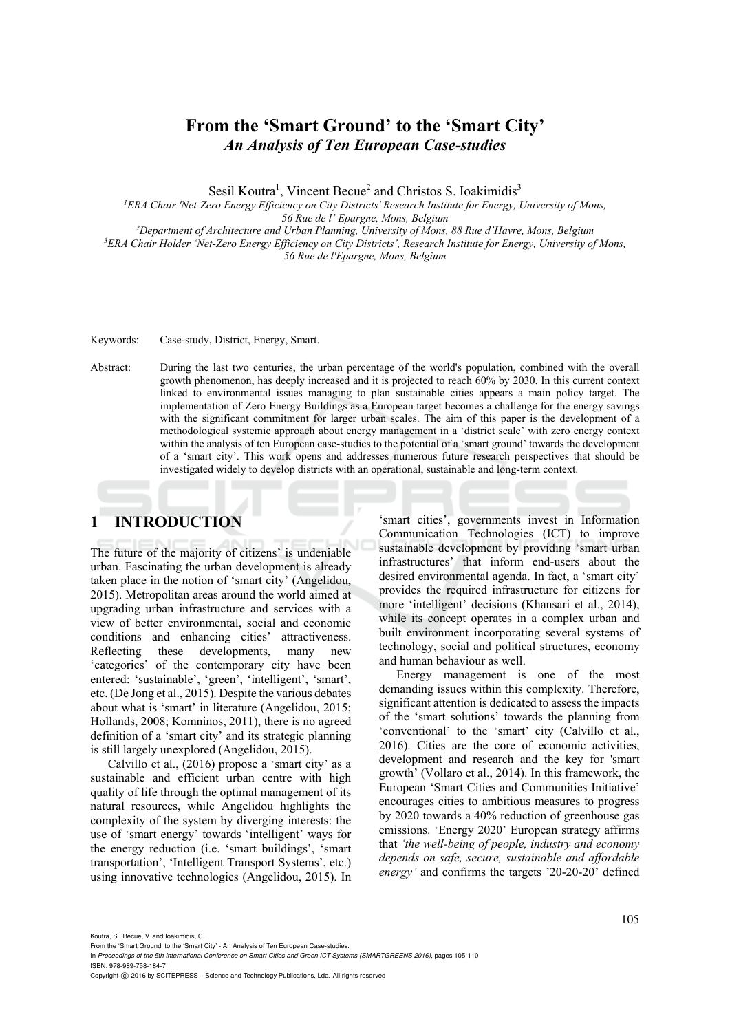# From the 'Smart Ground' to the 'Smart City'

## *An Analysis of Ten European Case-studies*

Sesil Koutra[1], Vincent Becue[2] and Christos S. Ioakimidis[3]

[1]*ERA Chair 'Net-Zero Energy Efficiency on City Districts' Research Institute for Energy, University of Mons, 56 Rue de l' Epargne, Mons, Belgium*
[2]*Department of Architecture and Urban Planning, University of Mons, 88 Rue d'Havre, Mons, Belgium*
[3]*ERA Chair Holder 'Net-Zero Energy Efficiency on City Districts', Research Institute for Energy, University of Mons, 56 Rue de l'Epargne, Mons, Belgium*

Keywords: Case-study, District, Energy, Smart.

Abstract: During the last two centuries, the urban percentage of the world's population, combined with the overall growth phenomenon, has deeply increased and it is projected to reach 60% by 2030. In this current context linked to environmental issues managing to plan sustainable cities appears a main policy target. The implementation of Zero Energy Buildings as a European target becomes a challenge for the energy savings with the significant commitment for larger urban scales. The aim of this paper is the development of a methodological systemic approach about energy management in a 'district scale' with zero energy context within the analysis of ten European case-studies to the potential of a 'smart ground' towards the development of a 'smart city'. This work opens and addresses numerous future research perspectives that should be investigated widely to develop districts with an operational, sustainable and long-term context.

## 1 INTRODUCTION

The future of the majority of citizens' is undeniable urban. Fascinating the urban development is already taken place in the notion of 'smart city' (Angelidou, 2015). Metropolitan areas around the world aimed at upgrading urban infrastructure and services with a view of better environmental, social and economic conditions and enhancing cities' attractiveness. Reflecting these developments, many new 'categories' of the contemporary city have been entered: 'sustainable', 'green', 'intelligent', 'smart', etc. (De Jong et al., 2015). Despite the various debates about what is 'smart' in literature (Angelidou, 2015; Hollands, 2008; Komninos, 2011), there is no agreed definition of a 'smart city' and its strategic planning is still largely unexplored (Angelidou, 2015).

Calvillo et al., (2016) propose a 'smart city' as a sustainable and efficient urban centre with high quality of life through the optimal management of its natural resources, while Angelidou highlights the complexity of the system by diverging interests: the use of 'smart energy' towards 'intelligent' ways for the energy reduction (i.e. 'smart buildings', 'smart transportation', 'Intelligent Transport Systems', etc.) using innovative technologies (Angelidou, 2015). In 'smart cities', governments invest in Information Communication Technologies (ICT) to improve sustainable development by providing 'smart urban infrastructures' that inform end-users about the desired environmental agenda. In fact, a 'smart city' provides the required infrastructure for citizens for more 'intelligent' decisions (Khansari et al., 2014), while its concept operates in a complex urban and built environment incorporating several systems of technology, social and political structures, economy and human behaviour as well.

Energy management is one of the most demanding issues within this complexity. Therefore, significant attention is dedicated to assess the impacts of the 'smart solutions' towards the planning from 'conventional' to the 'smart' city (Calvillo et al., 2016). Cities are the core of economic activities, development and research and the key for 'smart growth' (Vollaro et al., 2014). In this framework, the European 'Smart Cities and Communities Initiative' encourages cities to ambitious measures to progress by 2020 towards a 40% reduction of greenhouse gas emissions. 'Energy 2020' European strategy affirms that *'the well-being of people, industry and economy depends on safe, secure, sustainable and affordable energy'* and confirms the targets '20-20-20' defined

Koutra, S., Becue, V. and Ioakimidis, C.
From the 'Smart Ground' to the 'Smart City' - An Analysis of Ten European Case-studies.
In *Proceedings of the 5th International Conference on Smart Cities and Green ICT Systems (SMARTGREENS 2016)*, pages 105-110
ISBN: 978-989-758-184-7
Copyright © 2016 by SCITEPRESS – Science and Technology Publications, Lda. All rights reserved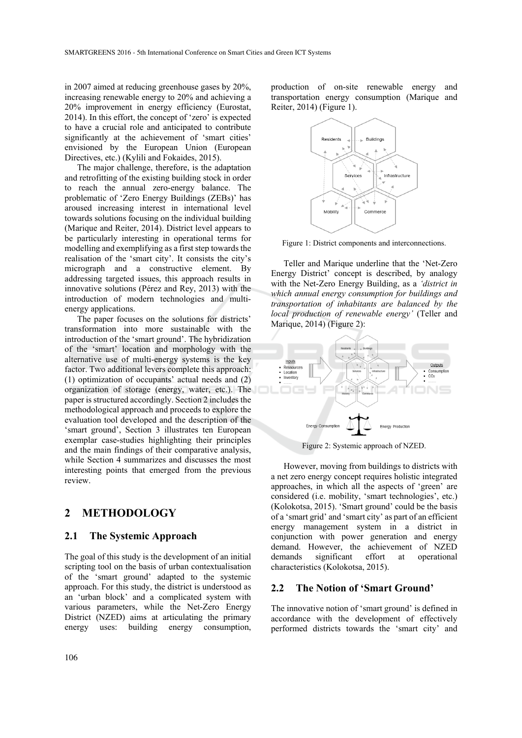in 2007 aimed at reducing greenhouse gases by 20%, increasing renewable energy to 20% and achieving a 20% improvement in energy efficiency (Eurostat, 2014). In this effort, the concept of 'zero' is expected to have a crucial role and anticipated to contribute significantly at the achievement of 'smart cities' envisioned by the European Union (European Directives, etc.) (Kylili and Fokaides, 2015).

The major challenge, therefore, is the adaptation and retrofitting of the existing building stock in order to reach the annual zero-energy balance. The problematic of 'Zero Energy Buildings (ZEBs)' has aroused increasing interest in international level towards solutions focusing on the individual building (Marique and Reiter, 2014). District level appears to be particularly interesting in operational terms for modelling and exemplifying as a first step towards the realisation of the 'smart city'. It consists the city's micrograph and a constructive element. By addressing targeted issues, this approach results in innovative solutions (Pérez and Rey, 2013) with the introduction of modern technologies and multi-energy applications.

The paper focuses on the solutions for districts' transformation into more sustainable with the introduction of the 'smart ground'. The hybridization of the 'smart' location and morphology with the alternative use of multi-energy systems is the key factor. Two additional levers complete this approach: (1) optimization of occupants' actual needs and (2) organization of storage (energy, water, etc.). The paper is structured accordingly. Section 2 includes the methodological approach and proceeds to explore the evaluation tool developed and the description of the 'smart ground', Section 3 illustrates ten European exemplar case-studies highlighting their principles and the main findings of their comparative analysis, while Section 4 summarizes and discusses the most interesting points that emerged from the previous review.

## 2 METHODOLOGY

### 2.1 The Systemic Approach

The goal of this study is the development of an initial scripting tool on the basis of urban contextualisation of the 'smart ground' adapted to the systemic approach. For this study, the district is understood as an 'urban block' and a complicated system with various parameters, while the Net-Zero Energy District (NZED) aims at articulating the primary energy uses: building energy consumption, production of on-site renewable energy and transportation energy consumption (Marique and Reiter, 2014) (Figure 1).

Figure 1: District components and interconnections.

Teller and Marique underline that the 'Net-Zero Energy District' concept is described, by analogy with the Net-Zero Energy Building, as a *'district in which annual energy consumption for buildings and transportation of inhabitants are balanced by the local production of renewable energy'* (Teller and Marique, 2014) (Figure 2):

Figure 2: Systemic approach of NZED.

However, moving from buildings to districts with a net zero energy concept requires holistic integrated approaches, in which all the aspects of 'green' are considered (i.e. mobility, 'smart technologies', etc.) (Kolokotsa, 2015). 'Smart ground' could be the basis of a 'smart grid' and 'smart city' as part of an efficient energy management system in a district in conjunction with power generation and energy demand. However, the achievement of NZED demands significant effort at operational characteristics (Kolokotsa, 2015).

### 2.2 The Notion of 'Smart Ground'

The innovative notion of 'smart ground' is defined in accordance with the development of effectively performed districts towards the 'smart city' and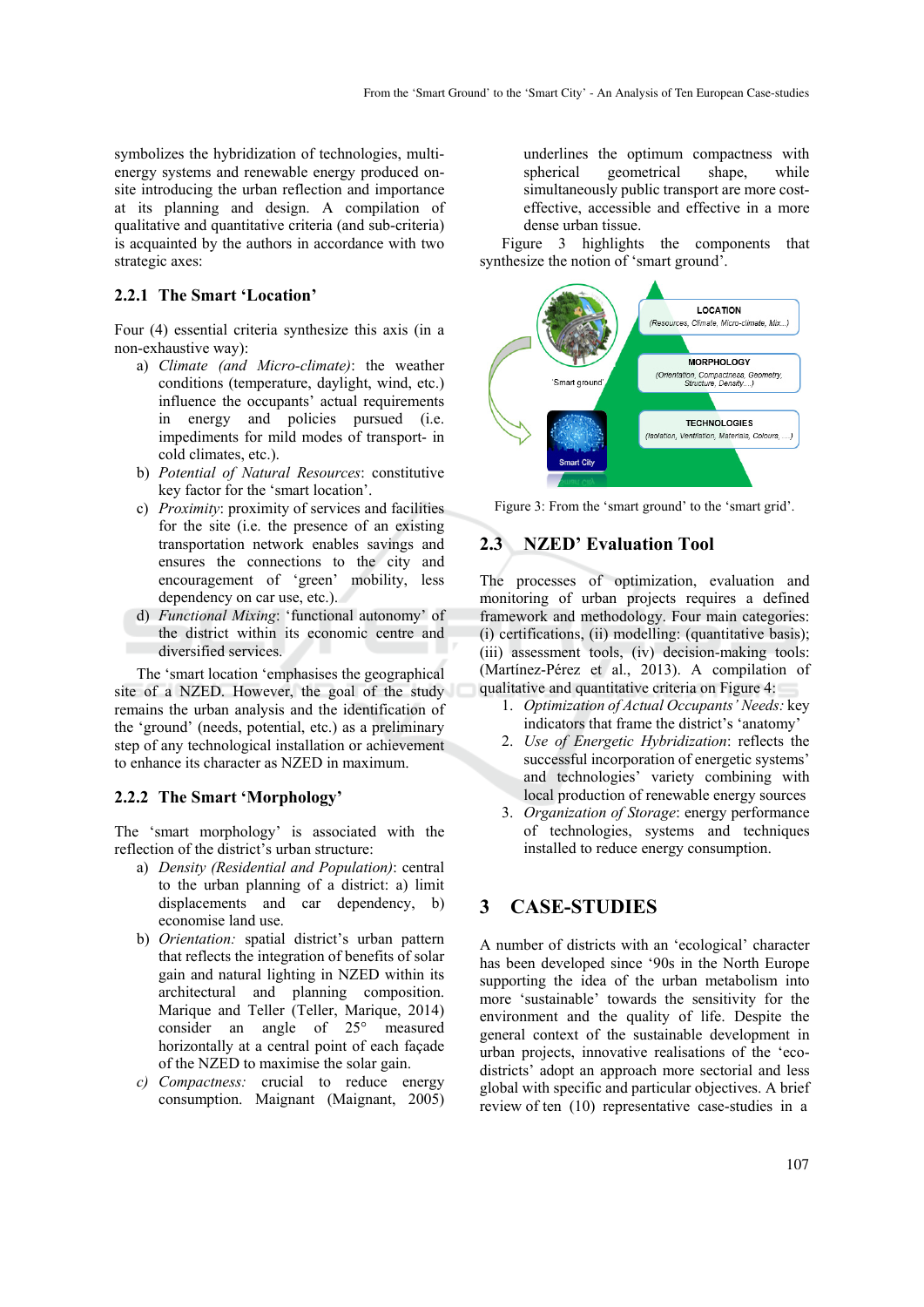symbolizes the hybridization of technologies, multi-energy systems and renewable energy produced on-site introducing the urban reflection and importance at its planning and design. A compilation of qualitative and quantitative criteria (and sub-criteria) is acquainted by the authors in accordance with two strategic axes:

### 2.2.1 The Smart 'Location'

Four (4) essential criteria synthesize this axis (in a non-exhaustive way):

a) *Climate (and Micro-climate)*: the weather conditions (temperature, daylight, wind, etc.) influence the occupants' actual requirements in energy and policies pursued (i.e. impediments for mild modes of transport- in cold climates, etc.).
b) *Potential of Natural Resources*: constitutive key factor for the 'smart location'.
c) *Proximity*: proximity of services and facilities for the site (i.e. the presence of an existing transportation network enables savings and ensures the connections to the city and encouragement of 'green' mobility, less dependency on car use, etc.).
d) *Functional Mixing*: 'functional autonomy' of the district within its economic centre and diversified services.

The 'smart location 'emphasises the geographical site of a NZED. However, the goal of the study remains the urban analysis and the identification of the 'ground' (needs, potential, etc.) as a preliminary step of any technological installation or achievement to enhance its character as NZED in maximum.

### 2.2.2 The Smart 'Morphology'

The 'smart morphology' is associated with the reflection of the district's urban structure:

a) *Density (Residential and Population)*: central to the urban planning of a district: a) limit displacements and car dependency, b) economise land use.
b) *Orientation:* spatial district's urban pattern that reflects the integration of benefits of solar gain and natural lighting in NZED within its architectural and planning composition. Marique and Teller (Teller, Marique, 2014) consider an angle of 25° measured horizontally at a central point of each façade of the NZED to maximise the solar gain.
c) *Compactness:* crucial to reduce energy consumption. Maignant (Maignant, 2005) underlines the optimum compactness with spherical geometrical shape, while simultaneously public transport are more cost-effective, accessible and effective in a more dense urban tissue.

Figure 3 highlights the components that synthesize the notion of 'smart ground'.

Figure 3: From the 'smart ground' to the 'smart grid'.

## 2.3 NZED' Evaluation Tool

The processes of optimization, evaluation and monitoring of urban projects requires a defined framework and methodology. Four main categories: (i) certifications, (ii) modelling: (quantitative basis); (iii) assessment tools, (iv) decision-making tools: (Martínez-Pérez et al., 2013). A compilation of qualitative and quantitative criteria on Figure 4:

1. *Optimization of Actual Occupants' Needs:* key indicators that frame the district's 'anatomy'
2. *Use of Energetic Hybridization*: reflects the successful incorporation of energetic systems' and technologies' variety combining with local production of renewable energy sources
3. *Organization of Storage*: energy performance of technologies, systems and techniques installed to reduce energy consumption.

# 3 CASE-STUDIES

A number of districts with an 'ecological' character has been developed since '90s in the North Europe supporting the idea of the urban metabolism into more 'sustainable' towards the sensitivity for the environment and the quality of life. Despite the general context of the sustainable development in urban projects, innovative realisations of the 'eco-districts' adopt an approach more sectorial and less global with specific and particular objectives. A brief review of ten (10) representative case-studies in a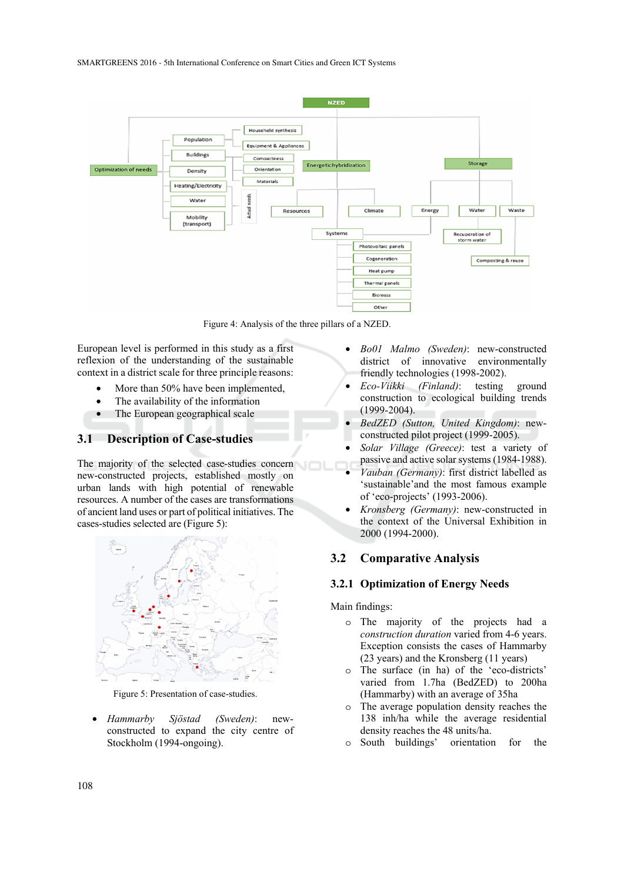Figure 4: Analysis of the three pillars of a NZED.

European level is performed in this study as a first reflexion of the understanding of the sustainable context in a district scale for three principle reasons:

- More than 50% have been implemented,
- The availability of the information
- The European geographical scale

### 3.1 Description of Case-studies

The majority of the selected case-studies concern new-constructed projects, established mostly on urban lands with high potential of renewable resources. A number of the cases are transformations of ancient land uses or part of political initiatives. The cases-studies selected are (Figure 5):

Figure 5: Presentation of case-studies.

- *Hammarby Sjöstad (Sweden)*: new-constructed to expand the city centre of Stockholm (1994-ongoing).
- *Bo01 Malmo (Sweden)*: new-constructed district of innovative environmentally friendly technologies (1998-2002).
- *Eco-Viikki (Finland)*: testing ground construction to ecological building trends (1999-2004).
- *BedZED (Sutton, United Kingdom)*: new-constructed pilot project (1999-2005).
- *Solar Village (Greece)*: test a variety of passive and active solar systems (1984-1988).
- *Vauban (Germany)*: first district labelled as 'sustainable'and the most famous example of 'eco-projects' (1993-2006).
- *Kronsberg (Germany)*: new-constructed in the context of the Universal Exhibition in 2000 (1994-2000).

### 3.2 Comparative Analysis

#### 3.2.1 Optimization of Energy Needs

Main findings:

- The majority of the projects had a *construction duration* varied from 4-6 years. Exception consists the cases of Hammarby (23 years) and the Kronsberg (11 years)
- The surface (in ha) of the 'eco-districts' varied from 1.7ha (BedZED) to 200ha (Hammarby) with an average of 35ha
- The average population density reaches the 138 inh/ha while the average residential density reaches the 48 units/ha.
- South buildings' orientation for the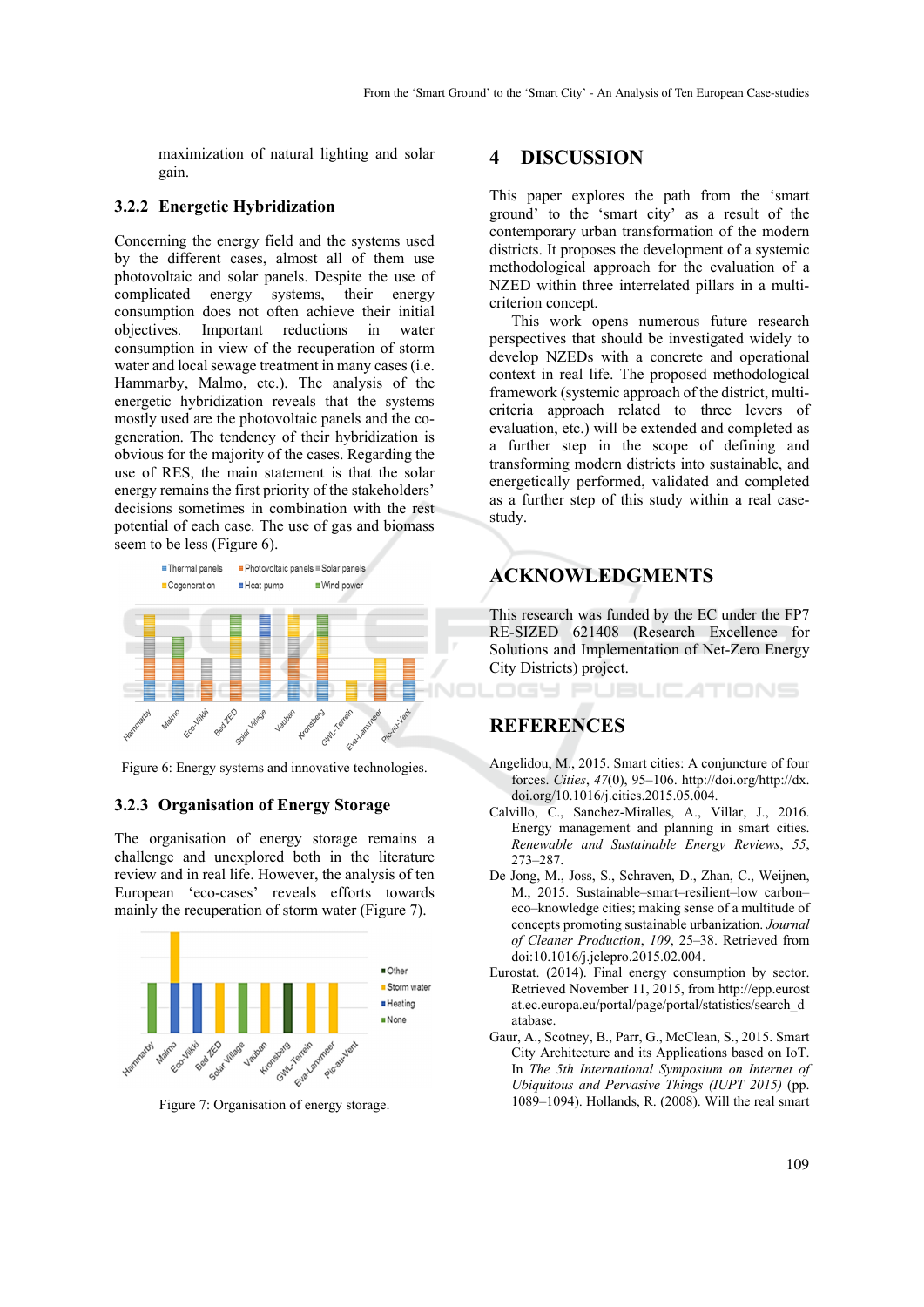maximization of natural lighting and solar gain.

### 3.2.2 Energetic Hybridization

Concerning the energy field and the systems used by the different cases, almost all of them use photovoltaic and solar panels. Despite the use of complicated energy systems, their energy consumption does not often achieve their initial objectives. Important reductions in water consumption in view of the recuperation of storm water and local sewage treatment in many cases (i.e. Hammarby, Malmo, etc.). The analysis of the energetic hybridization reveals that the systems mostly used are the photovoltaic panels and the co-generation. The tendency of their hybridization is obvious for the majority of the cases. Regarding the use of RES, the main statement is that the solar energy remains the first priority of the stakeholders' decisions sometimes in combination with the rest potential of each case. The use of gas and biomass seem to be less (Figure 6).

Figure 6: Energy systems and innovative technologies.

### 3.2.3 Organisation of Energy Storage

The organisation of energy storage remains a challenge and unexplored both in the literature review and in real life. However, the analysis of ten European 'eco-cases' reveals efforts towards mainly the recuperation of storm water (Figure 7).

Figure 7: Organisation of energy storage.

## 4 DISCUSSION

This paper explores the path from the 'smart ground' to the 'smart city' as a result of the contemporary urban transformation of the modern districts. It proposes the development of a systemic methodological approach for the evaluation of a NZED within three interrelated pillars in a multi-criterion concept.

This work opens numerous future research perspectives that should be investigated widely to develop NZEDs with a concrete and operational context in real life. The proposed methodological framework (systemic approach of the district, multi-criteria approach related to three levers of evaluation, etc.) will be extended and completed as a further step in the scope of defining and transforming modern districts into sustainable, and energetically performed, validated and completed as a further step of this study within a real case-study.

## ACKNOWLEDGMENTS

This research was funded by the EC under the FP7 RE-SIZED 621408 (Research Excellence for Solutions and Implementation of Net-Zero Energy City Districts) project.

## REFERENCES

Angelidou, M., 2015. Smart cities: A conjuncture of four forces. *Cities*, *47*(0), 95–106. http://doi.org/http://dx.doi.org/10.1016/j.cities.2015.05.004.

Calvillo, C., Sanchez-Miralles, A., Villar, J., 2016. Energy management and planning in smart cities. *Renewable and Sustainable Energy Reviews*, *55*, 273–287.

De Jong, M., Joss, S., Schraven, D., Zhan, C., Weijnen, M., 2015. Sustainable–smart–resilient–low carbon–eco–knowledge cities; making sense of a multitude of concepts promoting sustainable urbanization. *Journal of Cleaner Production*, *109*, 25–38. Retrieved from doi:10.1016/j.jclepro.2015.02.004.

Eurostat. (2014). Final energy consumption by sector. Retrieved November 11, 2015, from http://epp.eurostat.ec.europa.eu/portal/page/portal/statistics/search_database.

Gaur, A., Scotney, B., Parr, G., McClean, S., 2015. Smart City Architecture and its Applications based on IoT. In *The 5th International Symposium on Internet of Ubiquitous and Pervasive Things (IUPT 2015)* (pp. 1089–1094). Hollands, R. (2008). Will the real smart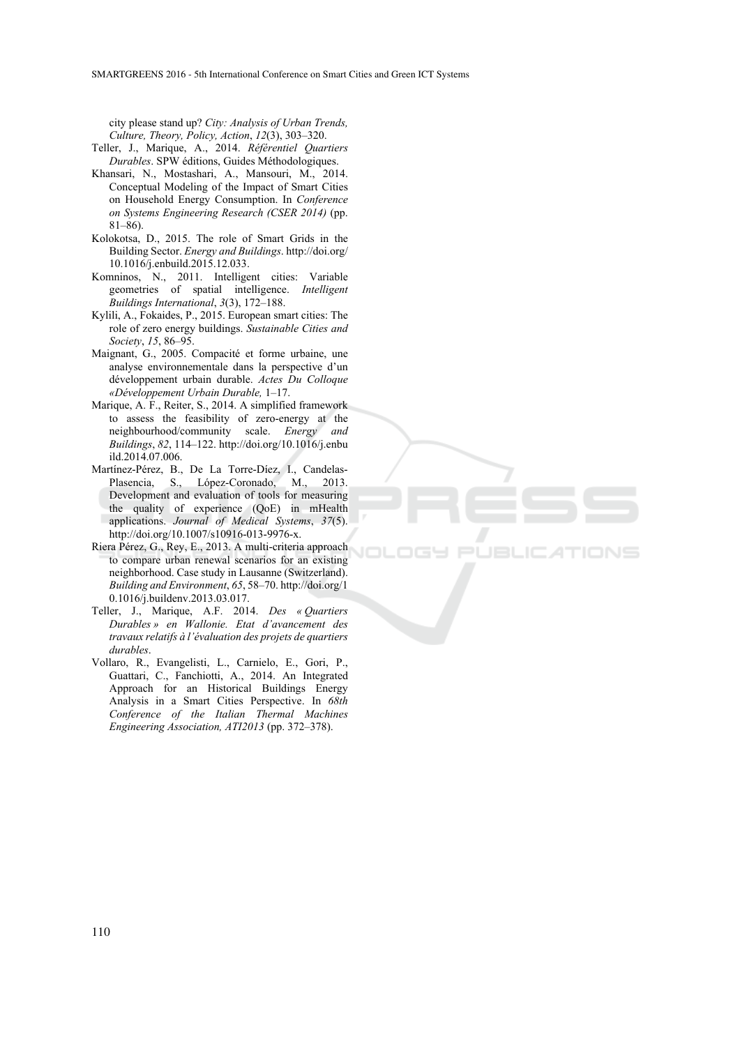city please stand up? *City: Analysis of Urban Trends, Culture, Theory, Policy, Action*, *12*(3), 303–320.

Teller, J., Marique, A., 2014. *Référentiel Quartiers Durables*. SPW éditions, Guides Méthodologiques.

Khansari, N., Mostashari, A., Mansouri, M., 2014. Conceptual Modeling of the Impact of Smart Cities on Household Energy Consumption. In *Conference on Systems Engineering Research (CSER 2014)* (pp. 81–86).

Kolokotsa, D., 2015. The role of Smart Grids in the Building Sector. *Energy and Buildings*. http://doi.org/10.1016/j.enbuild.2015.12.033.

Komninos, N., 2011. Intelligent cities: Variable geometries of spatial intelligence. *Intelligent Buildings International*, *3*(3), 172–188.

Kylili, A., Fokaides, P., 2015. European smart cities: The role of zero energy buildings. *Sustainable Cities and Society*, *15*, 86–95.

Maignant, G., 2005. Compacité et forme urbaine, une analyse environnementale dans la perspective d'un développement urbain durable. *Actes Du Colloque «Développement Urbain Durable,* 1–17.

Marique, A. F., Reiter, S., 2014. A simplified framework to assess the feasibility of zero-energy at the neighbourhood/community scale. *Energy and Buildings*, *82*, 114–122. http://doi.org/10.1016/j.enbuild.2014.07.006.

Martínez-Pérez, B., De La Torre-Díez, I., Candelas-Plasencia, S., López-Coronado, M., 2013. Development and evaluation of tools for measuring the quality of experience (QoE) in mHealth applications. *Journal of Medical Systems*, *37*(5). http://doi.org/10.1007/s10916-013-9976-x.

Riera Pérez, G., Rey, E., 2013. A multi-criteria approach to compare urban renewal scenarios for an existing neighborhood. Case study in Lausanne (Switzerland). *Building and Environment*, *65*, 58–70. http://doi.org/10.1016/j.buildenv.2013.03.017.

Teller, J., Marique, A.F. 2014. *Des « Quartiers Durables » en Wallonie. Etat d'avancement des travaux relatifs à l'évaluation des projets de quartiers durables*.

Vollaro, R., Evangelisti, L., Carnielo, E., Gori, P., Guattari, C., Fanchiotti, A., 2014. An Integrated Approach for an Historical Buildings Energy Analysis in a Smart Cities Perspective. In *68th Conference of the Italian Thermal Machines Engineering Association, ATI2013* (pp. 372–378).